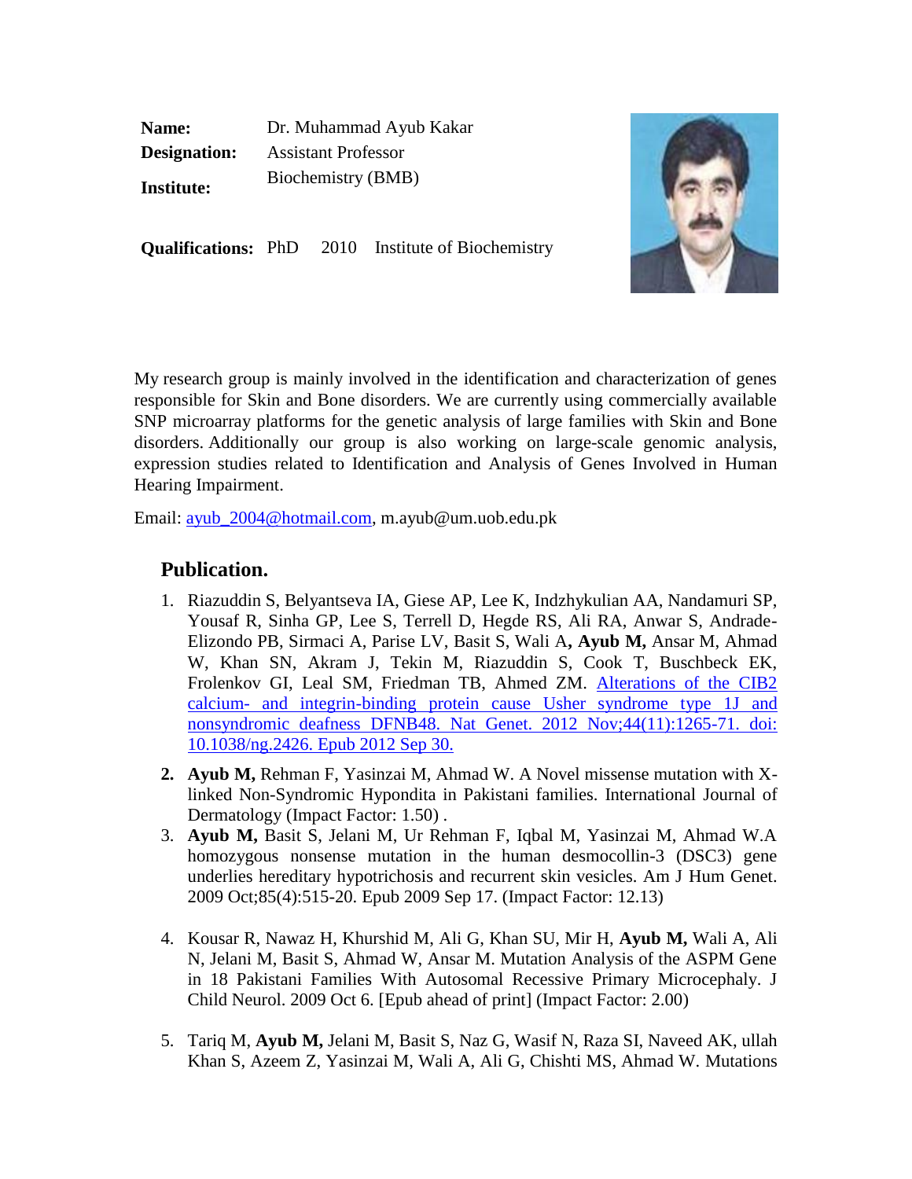**Name:** Dr. Muhammad Ayub Kakar

**Designation:** Assistant Professor

**Institute:** Biochemistry (BMB)

**Qualifications:** PhD 2010 Institute of Biochemistry

My research group is mainly involved in the identification and characterization of genes responsible for Skin and Bone disorders. We are currently using commercially available SNP microarray platforms for the genetic analysis of large families with Skin and Bone disorders. Additionally our group is also working on large-scale genomic analysis, expression studies related to Identification and Analysis of Genes Involved in Human Hearing Impairment.

Email: ayub_2004@hotmail.com, m.ayub@um.uob.edu.pk

## Publication.

1. Riazuddin S, Belyantseva IA, Giese AP, Lee K, Indzhykulian AA, Nandamuri SP, Yousaf R, Sinha GP, Lee S, Terrell D, Hegde RS, Ali RA, Anwar S, Andrade-Elizondo PB, Sirmaci A, Parise LV, Basit S, Wali A**, Ayub M,** Ansar M, Ahmad W, Khan SN, Akram J, Tekin M, Riazuddin S, Cook T, Buschbeck EK, Frolenkov GI, Leal SM, Friedman TB, Ahmed ZM. Alterations of the CIB2 calcium- and integrin-binding protein cause Usher syndrome type 1J and nonsyndromic deafness DFNB48. Nat Genet. 2012 Nov;44(11):1265-71. doi: 10.1038/ng.2426. Epub 2012 Sep 30.
2. **Ayub M,** Rehman F, Yasinzai M, Ahmad W. A Novel missense mutation with X-linked Non-Syndromic Hypondita in Pakistani families. International Journal of Dermatology (Impact Factor: 1.50) .
3. **Ayub M,** Basit S, Jelani M, Ur Rehman F, Iqbal M, Yasinzai M, Ahmad W.A homozygous nonsense mutation in the human desmocollin-3 (DSC3) gene underlies hereditary hypotrichosis and recurrent skin vesicles. Am J Hum Genet. 2009 Oct;85(4):515-20. Epub 2009 Sep 17. (Impact Factor: 12.13)
4. Kousar R, Nawaz H, Khurshid M, Ali G, Khan SU, Mir H, **Ayub M,** Wali A, Ali N, Jelani M, Basit S, Ahmad W, Ansar M. Mutation Analysis of the ASPM Gene in 18 Pakistani Families With Autosomal Recessive Primary Microcephaly. J Child Neurol. 2009 Oct 6. [Epub ahead of print] (Impact Factor: 2.00)
5. Tariq M, **Ayub M,** Jelani M, Basit S, Naz G, Wasif N, Raza SI, Naveed AK, ullah Khan S, Azeem Z, Yasinzai M, Wali A, Ali G, Chishti MS, Ahmad W. Mutations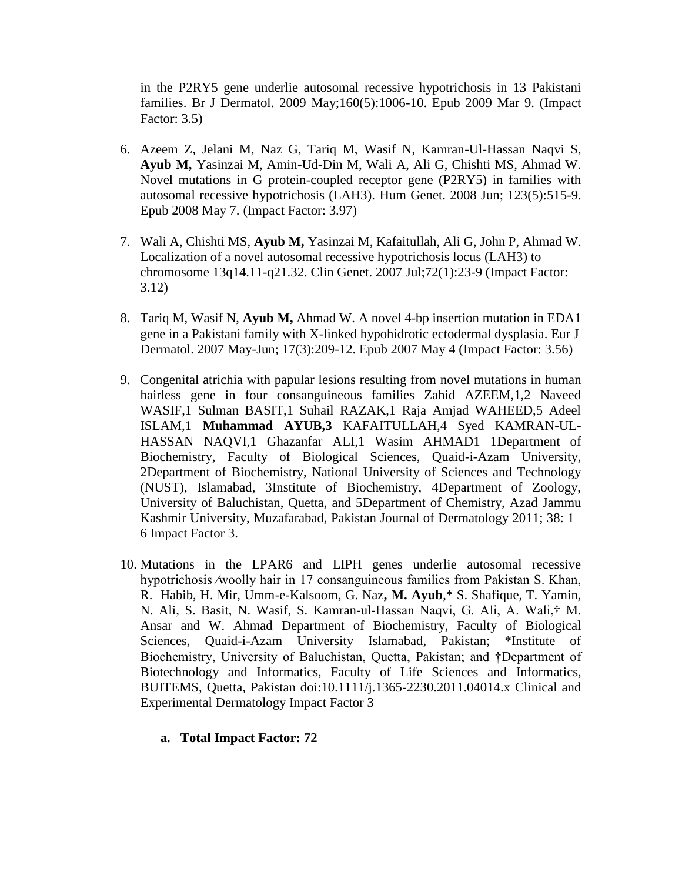in the P2RY5 gene underlie autosomal recessive hypotrichosis in 13 Pakistani families. Br J Dermatol. 2009 May;160(5):1006-10. Epub 2009 Mar 9. (Impact Factor: 3.5)

6. Azeem Z, Jelani M, Naz G, Tariq M, Wasif N, Kamran-Ul-Hassan Naqvi S, **Ayub M,** Yasinzai M, Amin-Ud-Din M, Wali A, Ali G, Chishti MS, Ahmad W. Novel mutations in G protein-coupled receptor gene (P2RY5) in families with autosomal recessive hypotrichosis (LAH3). Hum Genet. 2008 Jun; 123(5):515-9. Epub 2008 May 7. (Impact Factor: 3.97)

7. Wali A, Chishti MS, **Ayub M,** Yasinzai M, Kafaitullah, Ali G, John P, Ahmad W. Localization of a novel autosomal recessive hypotrichosis locus (LAH3) to chromosome 13q14.11-q21.32. Clin Genet. 2007 Jul;72(1):23-9 (Impact Factor: 3.12)

8. Tariq M, Wasif N, **Ayub M,** Ahmad W. A novel 4-bp insertion mutation in EDA1 gene in a Pakistani family with X-linked hypohidrotic ectodermal dysplasia. Eur J Dermatol. 2007 May-Jun; 17(3):209-12. Epub 2007 May 4 (Impact Factor: 3.56)

9. Congenital atrichia with papular lesions resulting from novel mutations in human hairless gene in four consanguineous families Zahid AZEEM,1,2 Naveed WASIF,1 Sulman BASIT,1 Suhail RAZAK,1 Raja Amjad WAHEED,5 Adeel ISLAM,1 **Muhammad AYUB,3** KAFAITULLAH,4 Syed KAMRAN-UL-HASSAN NAQVI,1 Ghazanfar ALI,1 Wasim AHMAD1 1Department of Biochemistry, Faculty of Biological Sciences, Quaid-i-Azam University, 2Department of Biochemistry, National University of Sciences and Technology (NUST), Islamabad, 3Institute of Biochemistry, 4Department of Zoology, University of Baluchistan, Quetta, and 5Department of Chemistry, Azad Jammu Kashmir University, Muzafarabad, Pakistan Journal of Dermatology 2011; 38: 1–6 Impact Factor 3.

10. Mutations in the LPAR6 and LIPH genes underlie autosomal recessive hypotrichosis ⁄woolly hair in 17 consanguineous families from Pakistan S. Khan, R. Habib, H. Mir, Umm-e-Kalsoom, G. Naz**, M. Ayub**,* S. Shafique, T. Yamin, N. Ali, S. Basit, N. Wasif, S. Kamran-ul-Hassan Naqvi, G. Ali, A. Wali,† M. Ansar and W. Ahmad Department of Biochemistry, Faculty of Biological Sciences, Quaid-i-Azam University Islamabad, Pakistan; *Institute of Biochemistry, University of Baluchistan, Quetta, Pakistan; and †Department of Biotechnology and Informatics, Faculty of Life Sciences and Informatics, BUITEMS, Quetta, Pakistan doi:10.1111/j.1365-2230.2011.04014.x Clinical and Experimental Dermatology Impact Factor 3

   a. **Total Impact Factor: 72**